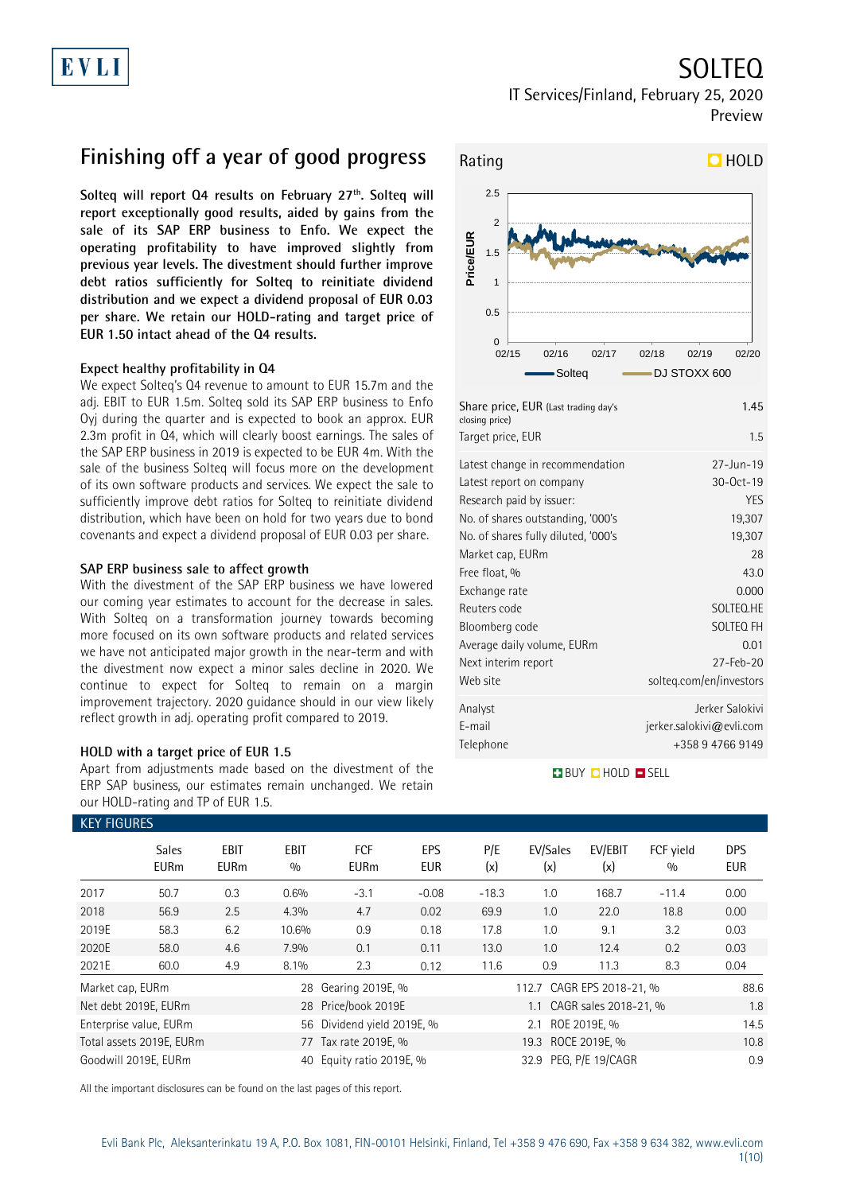EVLI

# SOLTEQ

IT Services/Finland, February 25, 2020

Preview

## Finishing off a year of good progress

**Solteq will report Q4 results on February 27th. Solteq will report exceptionally good results, aided by gains from the sale of its SAP ERP business to Enfo. We expect the operating profitability to have improved slightly from previous year levels. The divestment should further improve debt ratios sufficiently for Solteq to reinitiate dividend distribution and we expect a dividend proposal of EUR 0.03 per share. We retain our HOLD-rating and target price of EUR 1.50 intact ahead of the Q4 results.**

### Expect healthy profitability in Q4

We expect Solteq's Q4 revenue to amount to EUR 15.7m and the adj. EBIT to EUR 1.5m. Solteq sold its SAP ERP business to Enfo Oyj during the quarter and is expected to book an approx. EUR 2.3m profit in Q4, which will clearly boost earnings. The sales of the SAP ERP business in 2019 is expected to be EUR 4m. With the sale of the business Solteq will focus more on the development of its own software products and services. We expect the sale to sufficiently improve debt ratios for Solteq to reinitiate dividend distribution, which have been on hold for two years due to bond covenants and expect a dividend proposal of EUR 0.03 per share.

### SAP ERP business sale to affect growth

With the divestment of the SAP ERP business we have lowered our coming year estimates to account for the decrease in sales. With Solteq on a transformation journey towards becoming more focused on its own software products and related services we have not anticipated major growth in the near-term and with the divestment now expect a minor sales decline in 2020. We continue to expect for Solteq to remain on a margin improvement trajectory. 2020 guidance should in our view likely reflect growth in adj. operating profit compared to 2019.

### HOLD with a target price of EUR 1.5

Apart from adjustments made based on the divestment of the ERP SAP business, our estimates remain unchanged. We retain our HOLD-rating and TP of EUR 1.5.

**Rating: HOLD**

| | |
|---|---|
| Share price, EUR (Last trading day's closing price) | 1.45 |
| Target price, EUR | 1.5 |
| Latest change in recommendation | 27-Jun-19 |
| Latest report on company | 30-Oct-19 |
| Research paid by issuer: | YES |
| No. of shares outstanding, '000's | 19,307 |
| No. of shares fully diluted, '000's | 19,307 |
| Market cap, EURm | 28 |
| Free float, % | 43.0 |
| Exchange rate | 0.000 |
| Reuters code | SOLTEQ.HE |
| Bloomberg code | SOLTEQ FH |
| Average daily volume, EURm | 0.01 |
| Next interim report | 27-Feb-20 |
| Web site | solteq.com/en/investors |
| Analyst | Jerker Salokivi |
| E-mail | jerker.salokivi@evli.com |
| Telephone | +358 9 4766 9149 |

BUY HOLD SELL

### KEY FIGURES

| | Sales EURm | EBIT EURm | EBIT % | FCF EURm | EPS EUR | P/E (x) | EV/Sales (x) | EV/EBIT (x) | FCF yield % | DPS EUR |
|---|---|---|---|---|---|---|---|---|---|---|
| 2017 | 50.7 | 0.3 | 0.6% | -3.1 | -0.08 | -18.3 | 1.0 | 168.7 | -11.4 | 0.00 |
| 2018 | 56.9 | 2.5 | 4.3% | 4.7 | 0.02 | 69.9 | 1.0 | 22.0 | 18.8 | 0.00 |
| 2019E | 58.3 | 6.2 | 10.6% | 0.9 | 0.18 | 17.8 | 1.0 | 9.1 | 3.2 | 0.03 |
| 2020E | 58.0 | 4.6 | 7.9% | 0.1 | 0.11 | 13.0 | 1.0 | 12.4 | 0.2 | 0.03 |
| 2021E | 60.0 | 4.9 | 8.1% | 2.3 | 0.12 | 11.6 | 0.9 | 11.3 | 8.3 | 0.04 |

| | | | | | |
|---|---|---|---|---|---|
| Market cap, EURm | 28 | Gearing 2019E, % | 112.7 | CAGR EPS 2018-21, % | 88.6 |
| Net debt 2019E, EURm | 28 | Price/book 2019E | 1.1 | CAGR sales 2018-21, % | 1.8 |
| Enterprise value, EURm | 56 | Dividend yield 2019E, % | 2.1 | ROE 2019E, % | 14.5 |
| Total assets 2019E, EURm | 77 | Tax rate 2019E, % | 19.3 | ROCE 2019E, % | 10.8 |
| Goodwill 2019E, EURm | 40 | Equity ratio 2019E, % | 32.9 | PEG, P/E 19/CAGR | 0.9 |

All the important disclosures can be found on the last pages of this report.

Evli Bank Plc, Aleksanterinkatu 19 A, P.O. Box 1081, FIN-00101 Helsinki, Finland, Tel +358 9 476 690, Fax +358 9 634 382, www.evli.com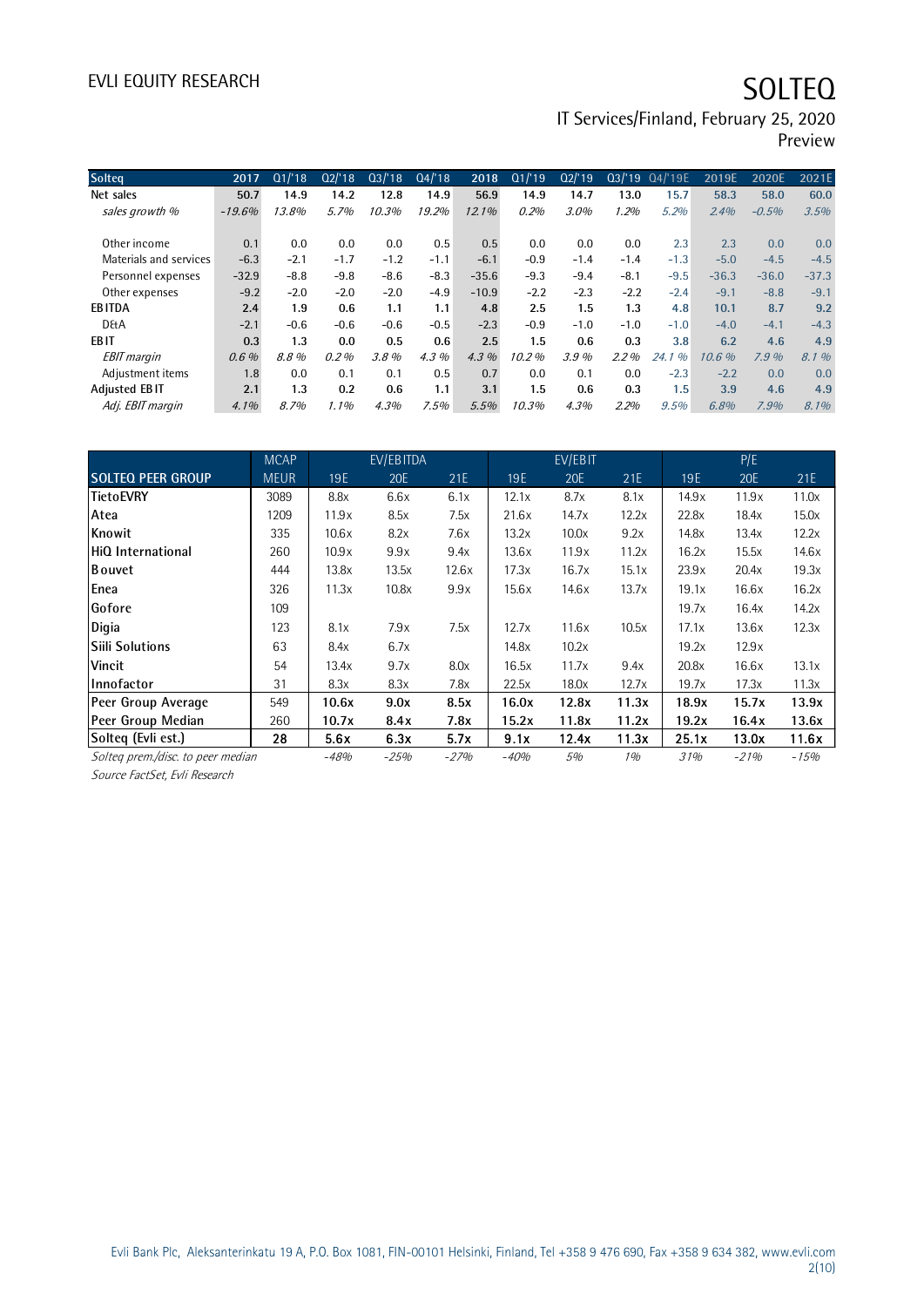| Solteq | 2017 | Q1/'18 | Q2/'18 | Q3/'18 | Q4/'18 | 2018 | Q1/'19 | Q2/'19 | Q3/'19 | Q4/'19E | 2019E | 2020E | 2021E |
|---|---|---|---|---|---|---|---|---|---|---|---|---|---|
| **Net sales** | **50.7** | **14.9** | **14.2** | **12.8** | **14.9** | **56.9** | **14.9** | **14.7** | **13.0** | **15.7** | **58.3** | **58.0** | **60.0** |
| *sales growth %* | *-19.6%* | *13.8%* | *5.7%* | *10.3%* | *19.2%* | *12.1%* | *0.2%* | *3.0%* | *1.2%* | *5.2%* | *2.4%* | *-0.5%* | *3.5%* |
| | | | | | | | | | | | | | |
| Other income | 0.1 | 0.0 | 0.0 | 0.0 | 0.5 | 0.5 | 0.0 | 0.0 | 0.0 | 2.3 | 2.3 | 0.0 | 0.0 |
| Materials and services | -6.3 | -2.1 | -1.7 | -1.2 | -1.1 | -6.1 | -0.9 | -1.4 | -1.4 | -1.3 | -5.0 | -4.5 | -4.5 |
| Personnel expenses | -32.9 | -8.8 | -9.8 | -8.6 | -8.3 | -35.6 | -9.3 | -9.4 | -8.1 | -9.5 | -36.3 | -36.0 | -37.3 |
| Other expenses | -9.2 | -2.0 | -2.0 | -2.0 | -4.9 | -10.9 | -2.2 | -2.3 | -2.2 | -2.4 | -9.1 | -8.8 | -9.1 |
| **EBITDA** | **2.4** | **1.9** | **0.6** | **1.1** | **1.1** | **4.8** | **2.5** | **1.5** | **1.3** | **4.8** | **10.1** | **8.7** | **9.2** |
| D&A | -2.1 | -0.6 | -0.6 | -0.6 | -0.5 | -2.3 | -0.9 | -1.0 | -1.0 | -1.0 | -4.0 | -4.1 | -4.3 |
| **EBIT** | **0.3** | **1.3** | **0.0** | **0.5** | **0.6** | **2.5** | **1.5** | **0.6** | **0.3** | **3.8** | **6.2** | **4.6** | **4.9** |
| *EBIT margin* | *0.6 %* | *8.8 %* | *0.2 %* | *3.8 %* | *4.3 %* | *4.3 %* | *10.2 %* | *3.9 %* | *2.2 %* | *24.1 %* | *10.6 %* | *7.9 %* | *8.1 %* |
| Adjustment items | 1.8 | 0.0 | 0.1 | 0.1 | 0.5 | 0.7 | 0.0 | 0.1 | 0.0 | -2.3 | -2.2 | 0.0 | 0.0 |
| **Adjusted EBIT** | **2.1** | **1.3** | **0.2** | **0.6** | **1.1** | **3.1** | **1.5** | **0.6** | **0.3** | **1.5** | **3.9** | **4.6** | **4.9** |
| *Adj. EBIT margin* | *4.1%* | *8.7%* | *1.1%* | *4.3%* | *7.5%* | *5.5%* | *10.3%* | *4.3%* | *2.2%* | *9.5%* | *6.8%* | *7.9%* | *8.1%* |

| | MCAP | EV/EBITDA | | | EV/EBIT | | | P/E | | |
|---|---|---|---|---|---|---|---|---|---|---|
| **SOLTEQ PEER GROUP** | **MEUR** | **19E** | **20E** | **21E** | **19E** | **20E** | **21E** | **19E** | **20E** | **21E** |
| **TietoEVRY** | 3089 | 8.8x | 6.6x | 6.1x | 12.1x | 8.7x | 8.1x | 14.9x | 11.9x | 11.0x |
| **Atea** | 1209 | 11.9x | 8.5x | 7.5x | 21.6x | 14.7x | 12.2x | 22.8x | 18.4x | 15.0x |
| **Knowit** | 335 | 10.6x | 8.2x | 7.6x | 13.2x | 10.0x | 9.2x | 14.8x | 13.4x | 12.2x |
| **HiQ International** | 260 | 10.9x | 9.9x | 9.4x | 13.6x | 11.9x | 11.2x | 16.2x | 15.5x | 14.6x |
| **Bouvet** | 444 | 13.8x | 13.5x | 12.6x | 17.3x | 16.7x | 15.1x | 23.9x | 20.4x | 19.3x |
| **Enea** | 326 | 11.3x | 10.8x | 9.9x | 15.6x | 14.6x | 13.7x | 19.1x | 16.6x | 16.2x |
| **Gofore** | 109 | | | | | | | 19.7x | 16.4x | 14.2x |
| **Digia** | 123 | 8.1x | 7.9x | 7.5x | 12.7x | 11.6x | 10.5x | 17.1x | 13.6x | 12.3x |
| **Siili Solutions** | 63 | 8.4x | 6.7x | | 14.8x | 10.2x | | 19.2x | 12.9x | |
| **Vincit** | 54 | 13.4x | 9.7x | 8.0x | 16.5x | 11.7x | 9.4x | 20.8x | 16.6x | 13.1x |
| **Innofactor** | 31 | 8.3x | 8.3x | 7.8x | 22.5x | 18.0x | 12.7x | 19.7x | 17.3x | 11.3x |
| **Peer Group Average** | 549 | **10.6x** | **9.0x** | **8.5x** | **16.0x** | **12.8x** | **11.3x** | **18.9x** | **15.7x** | **13.9x** |
| **Peer Group Median** | 260 | **10.7x** | **8.4x** | **7.8x** | **15.2x** | **11.8x** | **11.2x** | **19.2x** | **16.4x** | **13.6x** |
| **Solteq (Evli est.)** | **28** | **5.6x** | **6.3x** | **5.7x** | **9.1x** | **12.4x** | **11.3x** | **25.1x** | **13.0x** | **11.6x** |
| *Solteq prem./disc. to peer median* | | *-48%* | *-25%* | *-27%* | *-40%* | *5%* | *1%* | *31%* | *-21%* | *-15%* |

*Source FactSet, Evli Research*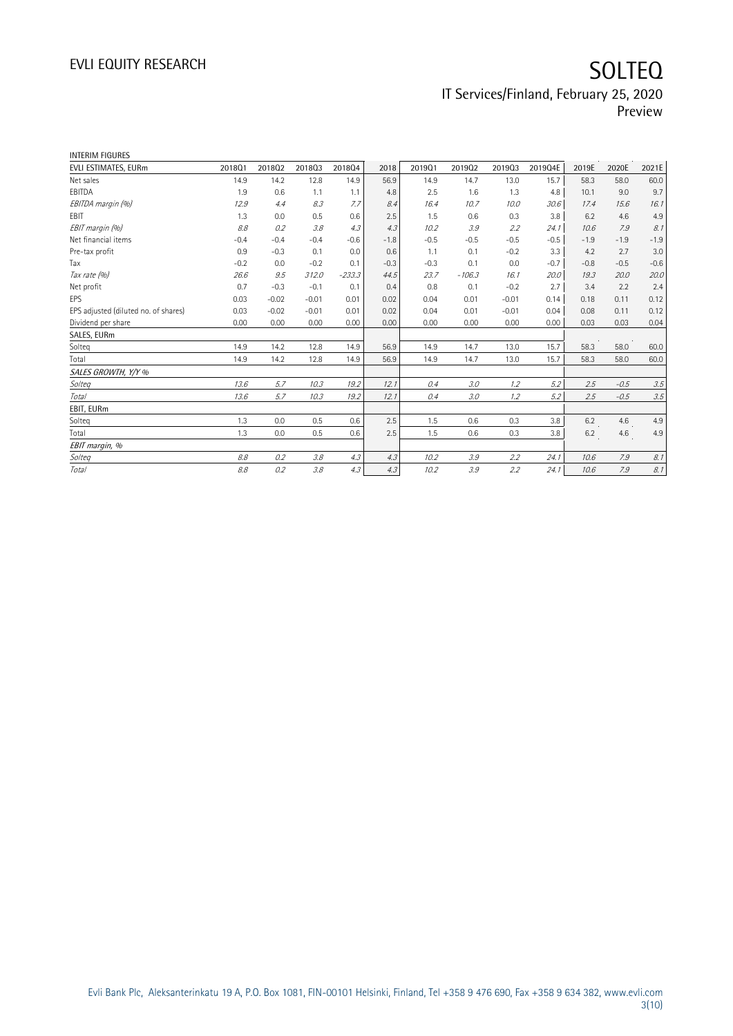INTERIM FIGURES

| EVLI ESTIMATES, EURm | 2018Q1 | 2018Q2 | 2018Q3 | 2018Q4 | 2018 | 2019Q1 | 2019Q2 | 2019Q3 | 2019Q4E | 2019E | 2020E | 2021E |
|---|---|---|---|---|---|---|---|---|---|---|---|---|
| Net sales | 14.9 | 14.2 | 12.8 | 14.9 | 56.9 | 14.9 | 14.7 | 13.0 | 15.7 | 58.3 | 58.0 | 60.0 |
| EBITDA | 1.9 | 0.6 | 1.1 | 1.1 | 4.8 | 2.5 | 1.6 | 1.3 | 4.8 | 10.1 | 9.0 | 9.7 |
| *EBITDA margin (%)* | *12.9* | *4.4* | *8.3* | *7.7* | *8.4* | *16.4* | *10.7* | *10.0* | *30.6* | *17.4* | *15.6* | *16.1* |
| EBIT | 1.3 | 0.0 | 0.5 | 0.6 | 2.5 | 1.5 | 0.6 | 0.3 | 3.8 | 6.2 | 4.6 | 4.9 |
| *EBIT margin (%)* | *8.8* | *0.2* | *3.8* | *4.3* | *4.3* | *10.2* | *3.9* | *2.2* | *24.1* | *10.6* | *7.9* | *8.1* |
| Net financial items | -0.4 | -0.4 | -0.4 | -0.6 | -1.8 | -0.5 | -0.5 | -0.5 | -0.5 | -1.9 | -1.9 | -1.9 |
| Pre-tax profit | 0.9 | -0.3 | 0.1 | 0.0 | 0.6 | 1.1 | 0.1 | -0.2 | 3.3 | 4.2 | 2.7 | 3.0 |
| Tax | -0.2 | 0.0 | -0.2 | 0.1 | -0.3 | -0.3 | 0.1 | 0.0 | -0.7 | -0.8 | -0.5 | -0.6 |
| *Tax rate (%)* | *26.6* | *9.5* | *312.0* | *-233.3* | *44.5* | *23.7* | *-106.3* | *16.1* | *20.0* | *19.3* | *20.0* | *20.0* |
| Net profit | 0.7 | -0.3 | -0.1 | 0.1 | 0.4 | 0.8 | 0.1 | -0.2 | 2.7 | 3.4 | 2.2 | 2.4 |
| EPS | 0.03 | -0.02 | -0.01 | 0.01 | 0.02 | 0.04 | 0.01 | -0.01 | 0.14 | 0.18 | 0.11 | 0.12 |
| EPS adjusted (diluted no. of shares) | 0.03 | -0.02 | -0.01 | 0.01 | 0.02 | 0.04 | 0.01 | -0.01 | 0.04 | 0.08 | 0.11 | 0.12 |
| Dividend per share | 0.00 | 0.00 | 0.00 | 0.00 | 0.00 | 0.00 | 0.00 | 0.00 | 0.00 | 0.03 | 0.03 | 0.04 |
| **SALES, EURm** | | | | | | | | | | | | |
| Solteq | 14.9 | 14.2 | 12.8 | 14.9 | 56.9 | 14.9 | 14.7 | 13.0 | 15.7 | 58.3 | 58.0 | 60.0 |
| Total | 14.9 | 14.2 | 12.8 | 14.9 | 56.9 | 14.9 | 14.7 | 13.0 | 15.7 | 58.3 | 58.0 | 60.0 |
| *SALES GROWTH, Y/Y %* | | | | | | | | | | | | |
| *Solteq* | *13.6* | *5.7* | *10.3* | *19.2* | *12.1* | *0.4* | *3.0* | *1.2* | *5.2* | *2.5* | *-0.5* | *3.5* |
| *Total* | *13.6* | *5.7* | *10.3* | *19.2* | *12.1* | *0.4* | *3.0* | *1.2* | *5.2* | *2.5* | *-0.5* | *3.5* |
| **EBIT, EURm** | | | | | | | | | | | | |
| Solteq | 1.3 | 0.0 | 0.5 | 0.6 | 2.5 | 1.5 | 0.6 | 0.3 | 3.8 | 6.2 | 4.6 | 4.9 |
| Total | 1.3 | 0.0 | 0.5 | 0.6 | 2.5 | 1.5 | 0.6 | 0.3 | 3.8 | 6.2 | 4.6 | 4.9 |
| *EBIT margin, %* | | | | | | | | | | | | |
| *Solteq* | *8.8* | *0.2* | *3.8* | *4.3* | *4.3* | *10.2* | *3.9* | *2.2* | *24.1* | *10.6* | *7.9* | *8.1* |
| *Total* | *8.8* | *0.2* | *3.8* | *4.3* | *4.3* | *10.2* | *3.9* | *2.2* | *24.1* | *10.6* | *7.9* | *8.1* |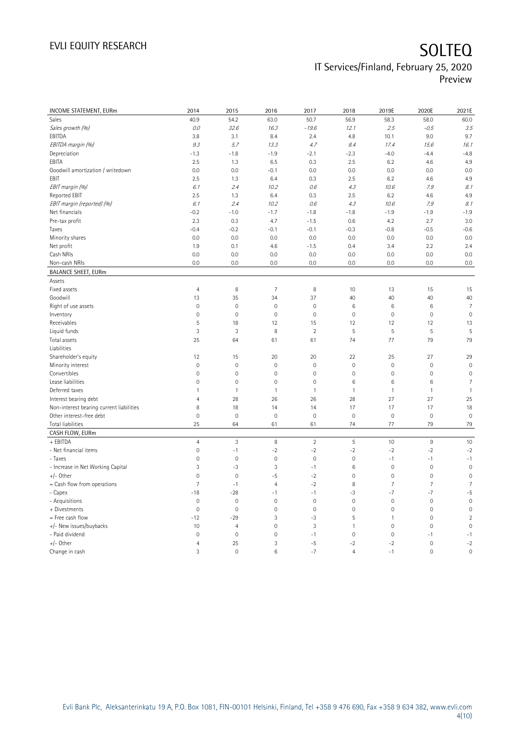| INCOME STATEMENT, EURm | 2014 | 2015 | 2016 | 2017 | 2018 | 2019E | 2020E | 2021E |
|---|---|---|---|---|---|---|---|---|
| Sales | 40.9 | 54.2 | 63.0 | 50.7 | 56.9 | 58.3 | 58.0 | 60.0 |
| *Sales growth (%)* | *0.0* | *32.6* | *16.3* | *-19.6* | *12.1* | *2.5* | *-0.5* | *3.5* |
| EBITDA | 3.8 | 3.1 | 8.4 | 2.4 | 4.8 | 10.1 | 9.0 | 9.7 |
| *EBITDA margin (%)* | *9.3* | *5.7* | *13.3* | *4.7* | *8.4* | *17.4* | *15.6* | *16.1* |
| Depreciation | -1.3 | -1.8 | -1.9 | -2.1 | -2.3 | -4.0 | -4.4 | -4.8 |
| EBITA | 2.5 | 1.3 | 6.5 | 0.3 | 2.5 | 6.2 | 4.6 | 4.9 |
| Goodwill amortization / writedown | 0.0 | 0.0 | -0.1 | 0.0 | 0.0 | 0.0 | 0.0 | 0.0 |
| EBIT | 2.5 | 1.3 | 6.4 | 0.3 | 2.5 | 6.2 | 4.6 | 4.9 |
| *EBIT margin (%)* | *6.1* | *2.4* | *10.2* | *0.6* | *4.3* | *10.6* | *7.9* | *8.1* |
| Reported EBIT | 2.5 | 1.3 | 6.4 | 0.3 | 2.5 | 6.2 | 4.6 | 4.9 |
| *EBIT margin (reported) (%)* | *6.1* | *2.4* | *10.2* | *0.6* | *4.3* | *10.6* | *7.9* | *8.1* |
| Net financials | -0.2 | -1.0 | -1.7 | -1.8 | -1.8 | -1.9 | -1.9 | -1.9 |
| Pre-tax profit | 2.3 | 0.3 | 4.7 | -1.5 | 0.6 | 4.2 | 2.7 | 3.0 |
| Taxes | -0.4 | -0.2 | -0.1 | -0.1 | -0.3 | -0.8 | -0.5 | -0.6 |
| Minority shares | 0.0 | 0.0 | 0.0 | 0.0 | 0.0 | 0.0 | 0.0 | 0.0 |
| Net profit | 1.9 | 0.1 | 4.6 | -1.5 | 0.4 | 3.4 | 2.2 | 2.4 |
| Cash NRIs | 0.0 | 0.0 | 0.0 | 0.0 | 0.0 | 0.0 | 0.0 | 0.0 |
| Non-cash NRIs | 0.0 | 0.0 | 0.0 | 0.0 | 0.0 | 0.0 | 0.0 | 0.0 |
| **BALANCE SHEET, EURm** | | | | | | | | |
| Assets | | | | | | | | |
| Fixed assets | 4 | 8 | 7 | 8 | 10 | 13 | 15 | 15 |
| Goodwill | 13 | 35 | 34 | 37 | 40 | 40 | 40 | 40 |
| Right of use assets | 0 | 0 | 0 | 0 | 6 | 6 | 6 | 7 |
| Inventory | 0 | 0 | 0 | 0 | 0 | 0 | 0 | 0 |
| Receivables | 5 | 18 | 12 | 15 | 12 | 12 | 12 | 13 |
| Liquid funds | 3 | 3 | 8 | 2 | 5 | 5 | 5 | 5 |
| Total assets | 25 | 64 | 61 | 61 | 74 | 77 | 79 | 79 |
| Liabilities | | | | | | | | |
| Shareholder's equity | 12 | 15 | 20 | 20 | 22 | 25 | 27 | 29 |
| Minority interest | 0 | 0 | 0 | 0 | 0 | 0 | 0 | 0 |
| Convertibles | 0 | 0 | 0 | 0 | 0 | 0 | 0 | 0 |
| Lease liabilities | 0 | 0 | 0 | 0 | 6 | 6 | 6 | 7 |
| Deferred taxes | 1 | 1 | 1 | 1 | 1 | 1 | 1 | 1 |
| Interest bearing debt | 4 | 28 | 26 | 26 | 28 | 27 | 27 | 25 |
| Non-interest bearing current liabilities | 8 | 18 | 14 | 14 | 17 | 17 | 17 | 18 |
| Other interest-free debt | 0 | 0 | 0 | 0 | 0 | 0 | 0 | 0 |
| Total liabilities | 25 | 64 | 61 | 61 | 74 | 77 | 79 | 79 |
| **CASH FLOW, EURm** | | | | | | | | |
| + EBITDA | 4 | 3 | 8 | 2 | 5 | 10 | 9 | 10 |
| - Net financial items | 0 | -1 | -2 | -2 | -2 | -2 | -2 | -2 |
| - Taxes | 0 | 0 | 0 | 0 | 0 | -1 | -1 | -1 |
| - Increase in Net Working Capital | 3 | -3 | 3 | -1 | 6 | 0 | 0 | 0 |
| +/- Other | 0 | 0 | -5 | -2 | 0 | 0 | 0 | 0 |
| = Cash flow from operations | 7 | -1 | 4 | -2 | 8 | 7 | 7 | 7 |
| - Capex | -18 | -28 | -1 | -1 | -3 | -7 | -7 | -5 |
| - Acquisitions | 0 | 0 | 0 | 0 | 0 | 0 | 0 | 0 |
| + Divestments | 0 | 0 | 0 | 0 | 0 | 0 | 0 | 0 |
| = Free cash flow | -12 | -29 | 3 | -3 | 5 | 1 | 0 | 2 |
| +/- New issues/buybacks | 10 | 4 | 0 | 3 | 1 | 0 | 0 | 0 |
| - Paid dividend | 0 | 0 | 0 | -1 | 0 | 0 | -1 | -1 |
| +/- Other | 4 | 25 | 3 | -5 | -2 | -2 | 0 | -2 |
| Change in cash | 3 | 0 | 6 | -7 | 4 | -1 | 0 | 0 |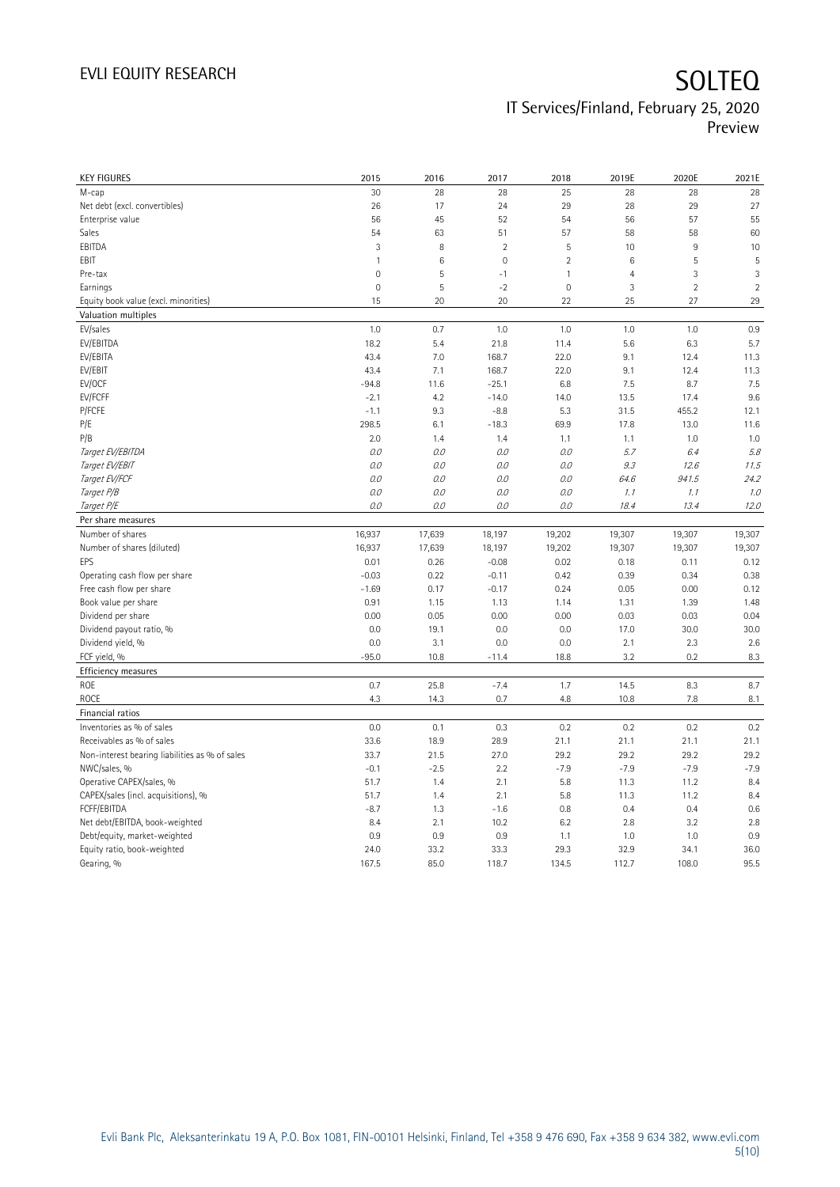| KEY FIGURES | 2015 | 2016 | 2017 | 2018 | 2019E | 2020E | 2021E |
|---|---|---|---|---|---|---|---|
| M-cap | 30 | 28 | 28 | 25 | 28 | 28 | 28 |
| Net debt (excl. convertibles) | 26 | 17 | 24 | 29 | 28 | 29 | 27 |
| Enterprise value | 56 | 45 | 52 | 54 | 56 | 57 | 55 |
| Sales | 54 | 63 | 51 | 57 | 58 | 58 | 60 |
| EBITDA | 3 | 8 | 2 | 5 | 10 | 9 | 10 |
| EBIT | 1 | 6 | 0 | 2 | 6 | 5 | 5 |
| Pre-tax | 0 | 5 | -1 | 1 | 4 | 3 | 3 |
| Earnings | 0 | 5 | -2 | 0 | 3 | 2 | 2 |
| Equity book value (excl. minorities) | 15 | 20 | 20 | 22 | 25 | 27 | 29 |
| **Valuation multiples** | | | | | | | |
| EV/sales | 1.0 | 0.7 | 1.0 | 1.0 | 1.0 | 1.0 | 0.9 |
| EV/EBITDA | 18.2 | 5.4 | 21.8 | 11.4 | 5.6 | 6.3 | 5.7 |
| EV/EBITA | 43.4 | 7.0 | 168.7 | 22.0 | 9.1 | 12.4 | 11.3 |
| EV/EBIT | 43.4 | 7.1 | 168.7 | 22.0 | 9.1 | 12.4 | 11.3 |
| EV/OCF | -94.8 | 11.6 | -25.1 | 6.8 | 7.5 | 8.7 | 7.5 |
| EV/FCFF | -2.1 | 4.2 | -14.0 | 14.0 | 13.5 | 17.4 | 9.6 |
| P/FCFE | -1.1 | 9.3 | -8.8 | 5.3 | 31.5 | 455.2 | 12.1 |
| P/E | 298.5 | 6.1 | -18.3 | 69.9 | 17.8 | 13.0 | 11.6 |
| P/B | 2.0 | 1.4 | 1.4 | 1.1 | 1.1 | 1.0 | 1.0 |
| *Target EV/EBITDA* | *0.0* | *0.0* | *0.0* | *0.0* | *5.7* | *6.4* | *5.8* |
| *Target EV/EBIT* | *0.0* | *0.0* | *0.0* | *0.0* | *9.3* | *12.6* | *11.5* |
| *Target EV/FCF* | *0.0* | *0.0* | *0.0* | *0.0* | *64.6* | *941.5* | *24.2* |
| *Target P/B* | *0.0* | *0.0* | *0.0* | *0.0* | *1.1* | *1.1* | *1.0* |
| *Target P/E* | *0.0* | *0.0* | *0.0* | *0.0* | *18.4* | *13.4* | *12.0* |
| **Per share measures** | | | | | | | |
| Number of shares | 16,937 | 17,639 | 18,197 | 19,202 | 19,307 | 19,307 | 19,307 |
| Number of shares (diluted) | 16,937 | 17,639 | 18,197 | 19,202 | 19,307 | 19,307 | 19,307 |
| EPS | 0.01 | 0.26 | -0.08 | 0.02 | 0.18 | 0.11 | 0.12 |
| Operating cash flow per share | -0.03 | 0.22 | -0.11 | 0.42 | 0.39 | 0.34 | 0.38 |
| Free cash flow per share | -1.69 | 0.17 | -0.17 | 0.24 | 0.05 | 0.00 | 0.12 |
| Book value per share | 0.91 | 1.15 | 1.13 | 1.14 | 1.31 | 1.39 | 1.48 |
| Dividend per share | 0.00 | 0.05 | 0.00 | 0.00 | 0.03 | 0.03 | 0.04 |
| Dividend payout ratio, % | 0.0 | 19.1 | 0.0 | 0.0 | 17.0 | 30.0 | 30.0 |
| Dividend yield, % | 0.0 | 3.1 | 0.0 | 0.0 | 2.1 | 2.3 | 2.6 |
| FCF yield, % | -95.0 | 10.8 | -11.4 | 18.8 | 3.2 | 0.2 | 8.3 |
| **Efficiency measures** | | | | | | | |
| ROE | 0.7 | 25.8 | -7.4 | 1.7 | 14.5 | 8.3 | 8.7 |
| ROCE | 4.3 | 14.3 | 0.7 | 4.8 | 10.8 | 7.8 | 8.1 |
| **Financial ratios** | | | | | | | |
| Inventories as % of sales | 0.0 | 0.1 | 0.3 | 0.2 | 0.2 | 0.2 | 0.2 |
| Receivables as % of sales | 33.6 | 18.9 | 28.9 | 21.1 | 21.1 | 21.1 | 21.1 |
| Non-interest bearing liabilities as % of sales | 33.7 | 21.5 | 27.0 | 29.2 | 29.2 | 29.2 | 29.2 |
| NWC/sales, % | -0.1 | -2.5 | 2.2 | -7.9 | -7.9 | -7.9 | -7.9 |
| Operative CAPEX/sales, % | 51.7 | 1.4 | 2.1 | 5.8 | 11.3 | 11.2 | 8.4 |
| CAPEX/sales (incl. acquisitions), % | 51.7 | 1.4 | 2.1 | 5.8 | 11.3 | 11.2 | 8.4 |
| FCFF/EBITDA | -8.7 | 1.3 | -1.6 | 0.8 | 0.4 | 0.4 | 0.6 |
| Net debt/EBITDA, book-weighted | 8.4 | 2.1 | 10.2 | 6.2 | 2.8 | 3.2 | 2.8 |
| Debt/equity, market-weighted | 0.9 | 0.9 | 0.9 | 1.1 | 1.0 | 1.0 | 0.9 |
| Equity ratio, book-weighted | 24.0 | 33.2 | 33.3 | 29.3 | 32.9 | 34.1 | 36.0 |
| Gearing, % | 167.5 | 85.0 | 118.7 | 134.5 | 112.7 | 108.0 | 95.5 |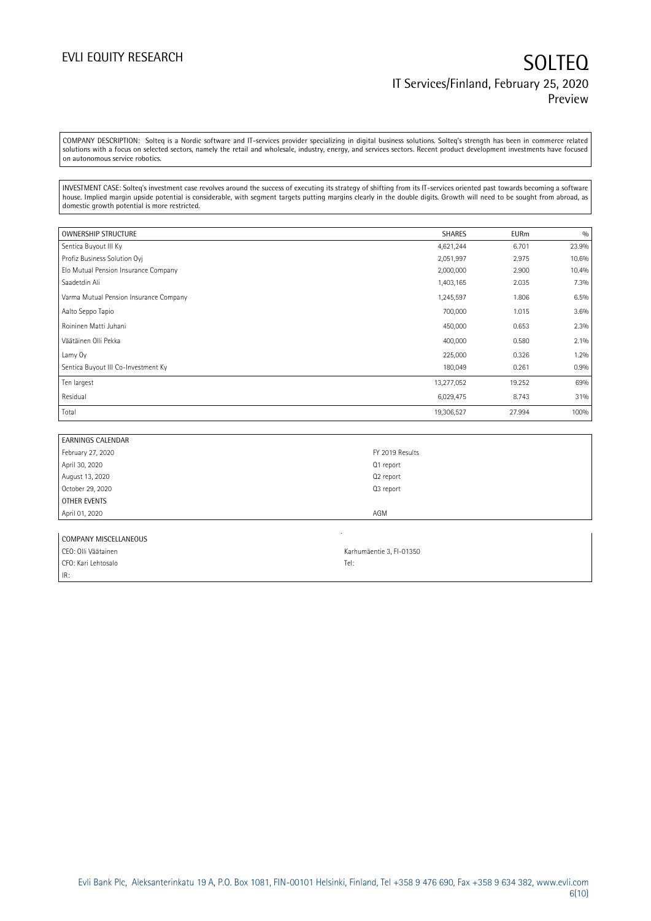COMPANY DESCRIPTION: Solteq is a Nordic software and IT-services provider specializing in digital business solutions. Solteq's strength has been in commerce related solutions with a focus on selected sectors, namely the retail and wholesale, industry, energy, and services sectors. Recent product development investments have focused on autonomous service robotics.

INVESTMENT CASE: Solteq's investment case revolves around the success of executing its strategy of shifting from its IT-services oriented past towards becoming a software house. Implied margin upside potential is considerable, with segment targets putting margins clearly in the double digits. Growth will need to be sought from abroad, as domestic growth potential is more restricted.

| OWNERSHIP STRUCTURE | SHARES | EURm | % |
|---|---|---|---|
| Sentica Buyout III Ky | 4,621,244 | 6.701 | 23.9% |
| Profiz Business Solution Oyj | 2,051,997 | 2.975 | 10.6% |
| Elo Mutual Pension Insurance Company | 2,000,000 | 2.900 | 10.4% |
| Saadetdin Ali | 1,403,165 | 2.035 | 7.3% |
| Varma Mutual Pension Insurance Company | 1,245,597 | 1.806 | 6.5% |
| Aalto Seppo Tapio | 700,000 | 1.015 | 3.6% |
| Roininen Matti Juhani | 450,000 | 0.653 | 2.3% |
| Väätäinen Olli Pekka | 400,000 | 0.580 | 2.1% |
| Lamy Oy | 225,000 | 0.326 | 1.2% |
| Sentica Buyout III Co-Investment Ky | 180,049 | 0.261 | 0.9% |
| Ten largest | 13,277,052 | 19.252 | 69% |
| Residual | 6,029,475 | 8.743 | 31% |
| Total | 19,306,527 | 27.994 | 100% |

| EARNINGS CALENDAR | |
|---|---|
| February 27, 2020 | FY 2019 Results |
| April 30, 2020 | Q1 report |
| August 13, 2020 | Q2 report |
| October 29, 2020 | Q3 report |
| OTHER EVENTS | |
| April 01, 2020 | AGM |

| COMPANY MISCELLANEOUS | |
|---|---|
| CEO: Olli Väätainen | Karhumäentie 3, FI-01350 |
| CFO: Kari Lehtosalo | Tel: |
| IR: | |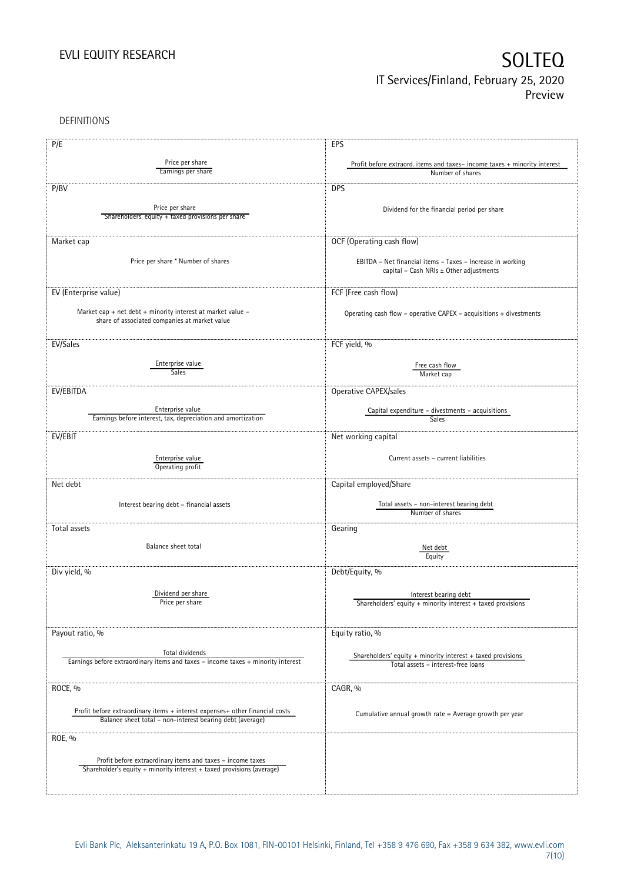DEFINITIONS

| P/E | EPS |
|---|---|
| Price per share / Earnings per share | Profit before extraord. items and taxes– income taxes + minority interest / Number of shares |
| **P/BV** | **DPS** |
| Price per share / Shareholders' equity + taxed provisions per share | Dividend for the financial period per share |
| **Market cap** | **OCF (Operating cash flow)** |
| Price per share * Number of shares | EBITDA – Net financial items – Taxes – Increase in working capital – Cash NRIs ± Other adjustments |
| **EV (Enterprise value)** | **FCF (Free cash flow)** |
| Market cap + net debt + minority interest at market value – share of associated companies at market value | Operating cash flow – operative CAPEX – acquisitions + divestments |
| **EV/Sales** | **FCF yield, %** |
| Enterprise value / Sales | Free cash flow / Market cap |
| **EV/EBITDA** | **Operative CAPEX/sales** |
| Enterprise value / Earnings before interest, tax, depreciation and amortization | Capital expenditure – divestments – acquisitions / Sales |
| **EV/EBIT** | **Net working capital** |
| Enterprise value / Operating profit | Current assets – current liabilities |
| **Net debt** | **Capital employed/Share** |
| Interest bearing debt – financial assets | Total assets – non-interest bearing debt / Number of shares |
| **Total assets** | **Gearing** |
| Balance sheet total | Net debt / Equity |
| **Div yield, %** | **Debt/Equity, %** |
| Dividend per share / Price per share | Interest bearing debt / Shareholders' equity + minority interest + taxed provisions |
| **Payout ratio, %** | **Equity ratio, %** |
| Total dividends / Earnings before extraordinary items and taxes – income taxes + minority interest | Shareholders' equity + minority interest + taxed provisions / Total assets – interest-free loans |
| **ROCE, %** | **CAGR, %** |
| Profit before extraordinary items + interest expenses+ other financial costs / Balance sheet total – non-interest bearing debt (average) | Cumulative annual growth rate = Average growth per year |
| **ROE, %** | |
| Profit before extraordinary items and taxes – income taxes / Shareholder's equity + minority interest + taxed provisions (average) | |

Evli Bank Plc, Aleksanterinkatu 19 A, P.O. Box 1081, FIN-00101 Helsinki, Finland, Tel +358 9 476 690, Fax +358 9 634 382, www.evli.com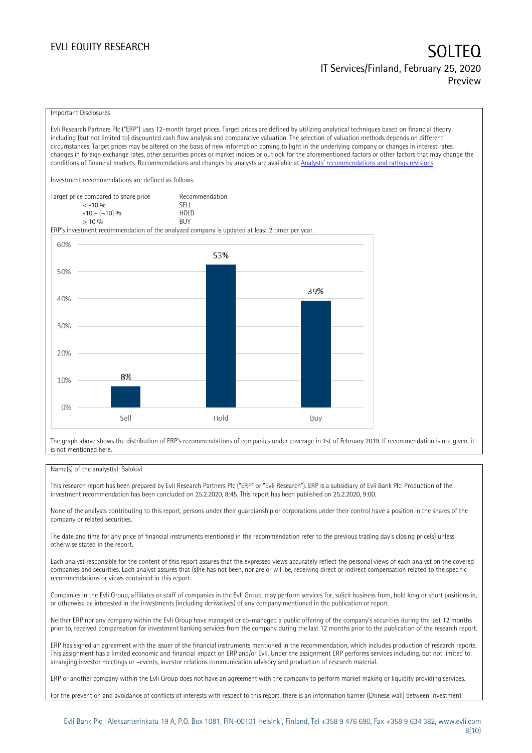Important Disclosures

Evli Research Partners Plc ("ERP") uses 12-month target prices. Target prices are defined by utilizing analytical techniques based on financial theory including (but not limited to) discounted cash flow analysis and comparative valuation. The selection of valuation methods depends on different circumstances. Target prices may be altered on the basis of new information coming to light in the underlying company or changes in interest rates, changes in foreign exchange rates, other securities prices or market indices or outlook for the aforementioned factors or other factors that may change the conditions of financial markets. Recommendations and changes by analysts are available at Analysts' recommendations and ratings revisions.

Investment recommendations are defined as follows:

| Target price compared to share price | Recommendation |
|---|---|
| < -10 % | SELL |
| -10 – (+10) % | HOLD |
| > 10 % | BUY |

ERP's investment recommendation of the analyzed company is updated at least 2 timer per year.

| | Sell | Hold | Buy |
|---|---|---|---|
| Share of recommendations | 8% | 53% | 39% |

The graph above shows the distribution of ERP's recommendations of companies under coverage in 1st of February 2019. If recommendation is not given, it is not mentioned here.

Name(s) of the analyst(s): Salokivi

This research report has been prepared by Evli Research Partners Plc ("ERP" or "Evli Research"). ERP is a subsidiary of Evli Bank Plc. Production of the investment recommendation has been concluded on 25.2.2020, 8:45. This report has been published on 25.2.2020, 9:00.

None of the analysts contributing to this report, persons under their guardianship or corporations under their control have a position in the shares of the company or related securities.

The date and time for any price of financial instruments mentioned in the recommendation refer to the previous trading day's closing price(s) unless otherwise stated in the report.

Each analyst responsible for the content of this report assures that the expressed views accurately reflect the personal views of each analyst on the covered companies and securities. Each analyst assures that (s)he has not been, nor are or will be, receiving direct or indirect compensation related to the specific recommendations or views contained in this report.

Companies in the Evli Group, affiliates or staff of companies in the Evli Group, may perform services for, solicit business from, hold long or short positions in, or otherwise be interested in the investments (including derivatives) of any company mentioned in the publication or report.

Neither ERP nor any company within the Evli Group have managed or co-managed a public offering of the company's securities during the last 12 months prior to, received compensation for investment banking services from the company during the last 12 months prior to the publication of the research report.

ERP has signed an agreement with the issuer of the financial instruments mentioned in the recommendation, which includes production of research reports. This assignment has a limited economic and financial impact on ERP and/or Evli. Under the assignment ERP performs services including, but not limited to, arranging investor meetings or –events, investor relations communication advisory and production of research material.

ERP or another company within the Evli Group does not have an agreement with the company to perform market making or liquidity providing services.

For the prevention and avoidance of conflicts of interests with respect to this report, there is an information barrier (Chinese wall) between Investment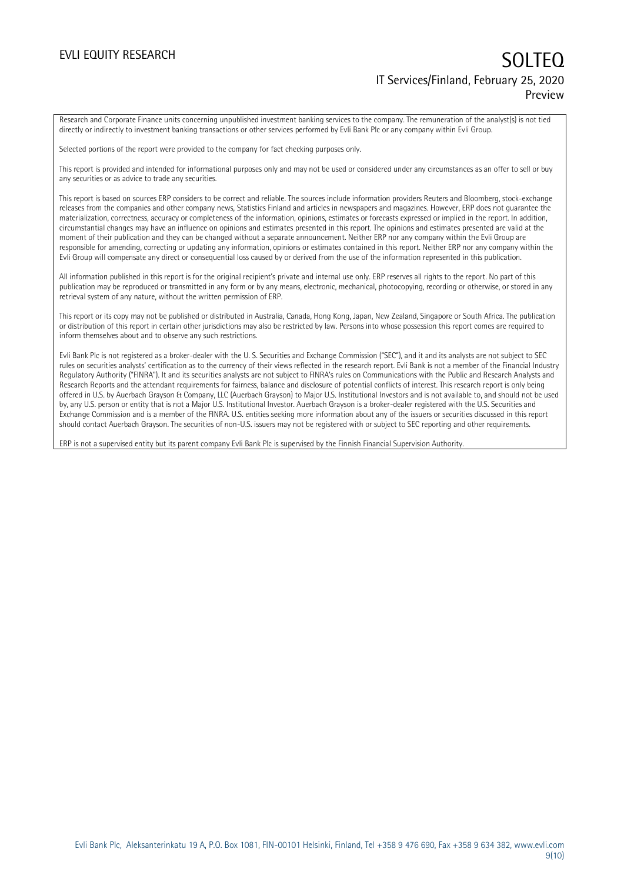Research and Corporate Finance units concerning unpublished investment banking services to the company. The remuneration of the analyst(s) is not tied directly or indirectly to investment banking transactions or other services performed by Evli Bank Plc or any company within Evli Group.

Selected portions of the report were provided to the company for fact checking purposes only.

This report is provided and intended for informational purposes only and may not be used or considered under any circumstances as an offer to sell or buy any securities or as advice to trade any securities.

This report is based on sources ERP considers to be correct and reliable. The sources include information providers Reuters and Bloomberg, stock-exchange releases from the companies and other company news, Statistics Finland and articles in newspapers and magazines. However, ERP does not guarantee the materialization, correctness, accuracy or completeness of the information, opinions, estimates or forecasts expressed or implied in the report. In addition, circumstantial changes may have an influence on opinions and estimates presented in this report. The opinions and estimates presented are valid at the moment of their publication and they can be changed without a separate announcement. Neither ERP nor any company within the Evli Group are responsible for amending, correcting or updating any information, opinions or estimates contained in this report. Neither ERP nor any company within the Evli Group will compensate any direct or consequential loss caused by or derived from the use of the information represented in this publication.

All information published in this report is for the original recipient's private and internal use only. ERP reserves all rights to the report. No part of this publication may be reproduced or transmitted in any form or by any means, electronic, mechanical, photocopying, recording or otherwise, or stored in any retrieval system of any nature, without the written permission of ERP.

This report or its copy may not be published or distributed in Australia, Canada, Hong Kong, Japan, New Zealand, Singapore or South Africa. The publication or distribution of this report in certain other jurisdictions may also be restricted by law. Persons into whose possession this report comes are required to inform themselves about and to observe any such restrictions.

Evli Bank Plc is not registered as a broker-dealer with the U. S. Securities and Exchange Commission ("SEC"), and it and its analysts are not subject to SEC rules on securities analysts' certification as to the currency of their views reflected in the research report. Evli Bank is not a member of the Financial Industry Regulatory Authority ("FINRA"). It and its securities analysts are not subject to FINRA's rules on Communications with the Public and Research Analysts and Research Reports and the attendant requirements for fairness, balance and disclosure of potential conflicts of interest. This research report is only being offered in U.S. by Auerbach Grayson & Company, LLC (Auerbach Grayson) to Major U.S. Institutional Investors and is not available to, and should not be used by, any U.S. person or entity that is not a Major U.S. Institutional Investor. Auerbach Grayson is a broker-dealer registered with the U.S. Securities and Exchange Commission and is a member of the FINRA. U.S. entities seeking more information about any of the issuers or securities discussed in this report should contact Auerbach Grayson. The securities of non-U.S. issuers may not be registered with or subject to SEC reporting and other requirements.

ERP is not a supervised entity but its parent company Evli Bank Plc is supervised by the Finnish Financial Supervision Authority.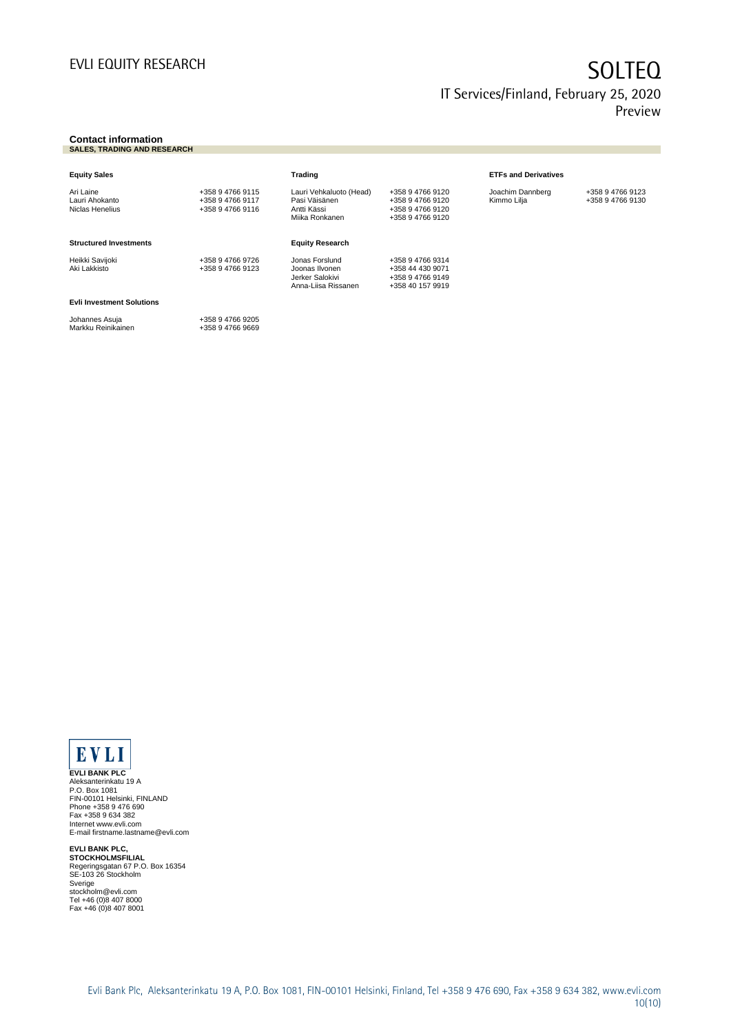## Contact information

**SALES, TRADING AND RESEARCH**

| | | | | | |
|---|---|---|---|---|---|
| **Equity Sales** | | **Trading** | | **ETFs and Derivatives** | |
| Ari Laine | +358 9 4766 9115 | Lauri Vehkaluoto (Head) | +358 9 4766 9120 | Joachim Dannberg | +358 9 4766 9123 |
| Lauri Ahokanto | +358 9 4766 9117 | Pasi Väisänen | +358 9 4766 9120 | Kimmo Lilja | +358 9 4766 9130 |
| Niclas Henelius | +358 9 4766 9116 | Antti Kässi | +358 9 4766 9120 | | |
| | | Miika Ronkanen | +358 9 4766 9120 | | |
| **Structured Investments** | | **Equity Research** | | | |
| Heikki Savijoki | +358 9 4766 9726 | Jonas Forslund | +358 9 4766 9314 | | |
| Aki Lakkisto | +358 9 4766 9123 | Joonas Ilvonen | +358 44 430 9071 | | |
| | | Jerker Salokivi | +358 9 4766 9149 | | |
| | | Anna-Liisa Rissanen | +358 40 157 9919 | | |
| **Evli Investment Solutions** | | | | | |
| Johannes Asuja | +358 9 4766 9205 | | | | |
| Markku Reinikainen | +358 9 4766 9669 | | | | |

EVLI

**EVLI BANK PLC**
Aleksanterinkatu 19 A
P.O. Box 1081
FIN-00101 Helsinki, FINLAND
Phone +358 9 476 690
Fax +358 9 634 382
Internet www.evli.com
E-mail firstname.lastname@evli.com

**EVLI BANK PLC, STOCKHOLMSFILIAL**
Regeringsgatan 67 P.O. Box 16354
SE-103 26 Stockholm
Sverige
stockholm@evli.com
Tel +46 (0)8 407 8000
Fax +46 (0)8 407 8001